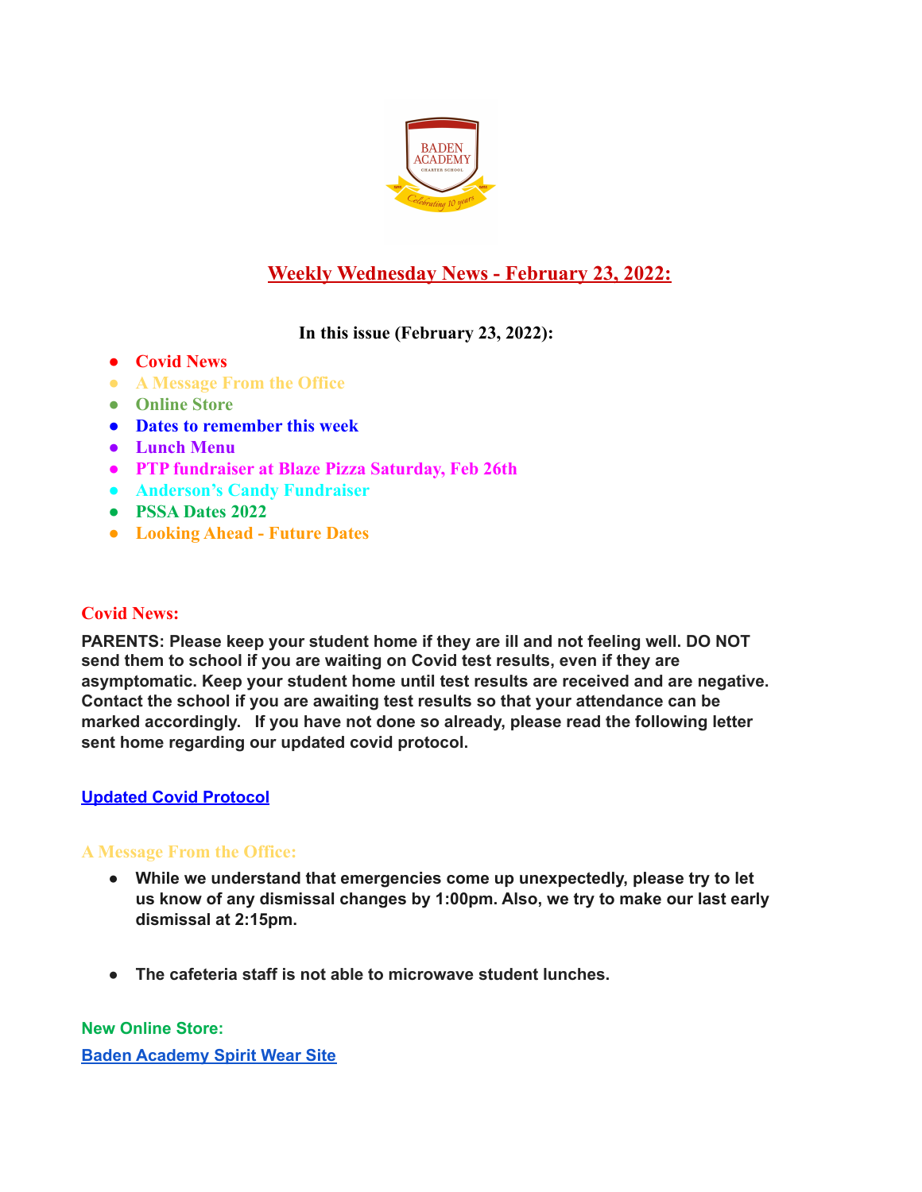# Weekly Wednesday News - February 23, 2022:

**In this issue (February 23, 2022):**

- **Covid News**
- **A Message From the Office**
- **Online Store**
- **Dates to remember this week**
- **Lunch Menu**
- **PTP fundraiser at Blaze Pizza Saturday, Feb 26th**
- **Anderson's Candy Fundraiser**
- **PSSA Dates 2022**
- **Looking Ahead - Future Dates**

## Covid News:

**PARENTS: Please keep your student home if they are ill and not feeling well. DO NOT send them to school if you are waiting on Covid test results, even if they are asymptomatic. Keep your student home until test results are received and are negative. Contact the school if you are awaiting test results so that your attendance can be marked accordingly. If you have not done so already, please read the following letter sent home regarding our updated covid protocol.**

**Updated Covid Protocol**

## A Message From the Office:

- **While we understand that emergencies come up unexpectedly, please try to let us know of any dismissal changes by 1:00pm. Also, we try to make our last early dismissal at 2:15pm.**
- **The cafeteria staff is not able to microwave student lunches.**

## New Online Store:

**Baden Academy Spirit Wear Site**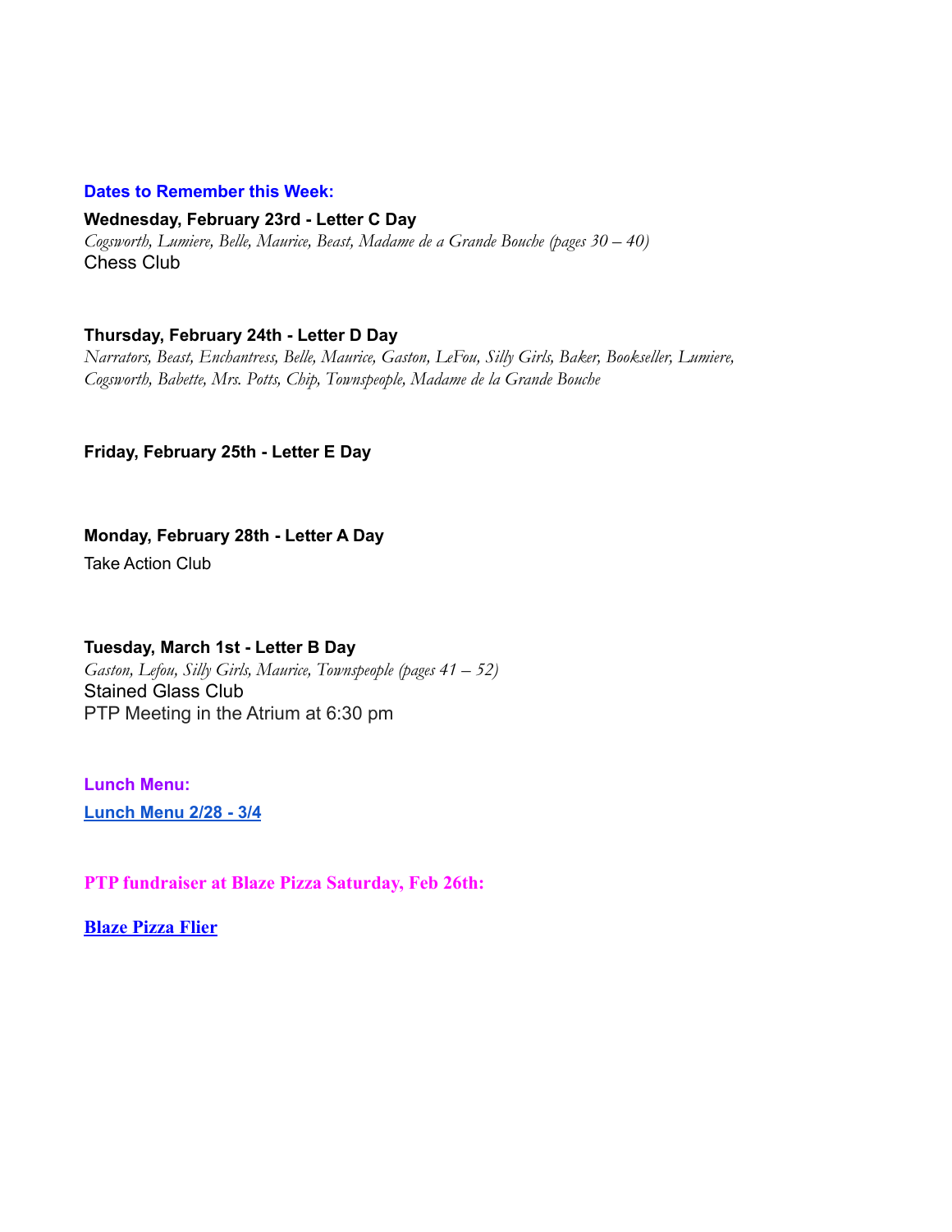### Dates to Remember this Week:

**Wednesday, February 23rd - Letter C Day**

*Cogsworth, Lumiere, Belle, Maurice, Beast, Madame de a Grande Bouche (pages 30 – 40)*

Chess Club

**Thursday, February 24th - Letter D Day**

*Narrators, Beast, Enchantress, Belle, Maurice, Gaston, LeFou, Silly Girls, Baker, Bookseller, Lumiere, Cogsworth, Babette, Mrs. Potts, Chip, Townspeople, Madame de la Grande Bouche*

**Friday, February 25th - Letter E Day**

**Monday, February 28th - Letter A Day**

Take Action Club

**Tuesday, March 1st - Letter B Day**

*Gaston, Lefou, Silly Girls, Maurice, Townspeople (pages 41 – 52)*

Stained Glass Club

PTP Meeting in the Atrium at 6:30 pm

### Lunch Menu:

**Lunch Menu 2/28 - 3/4**

### PTP fundraiser at Blaze Pizza Saturday, Feb 26th:

**Blaze Pizza Flier**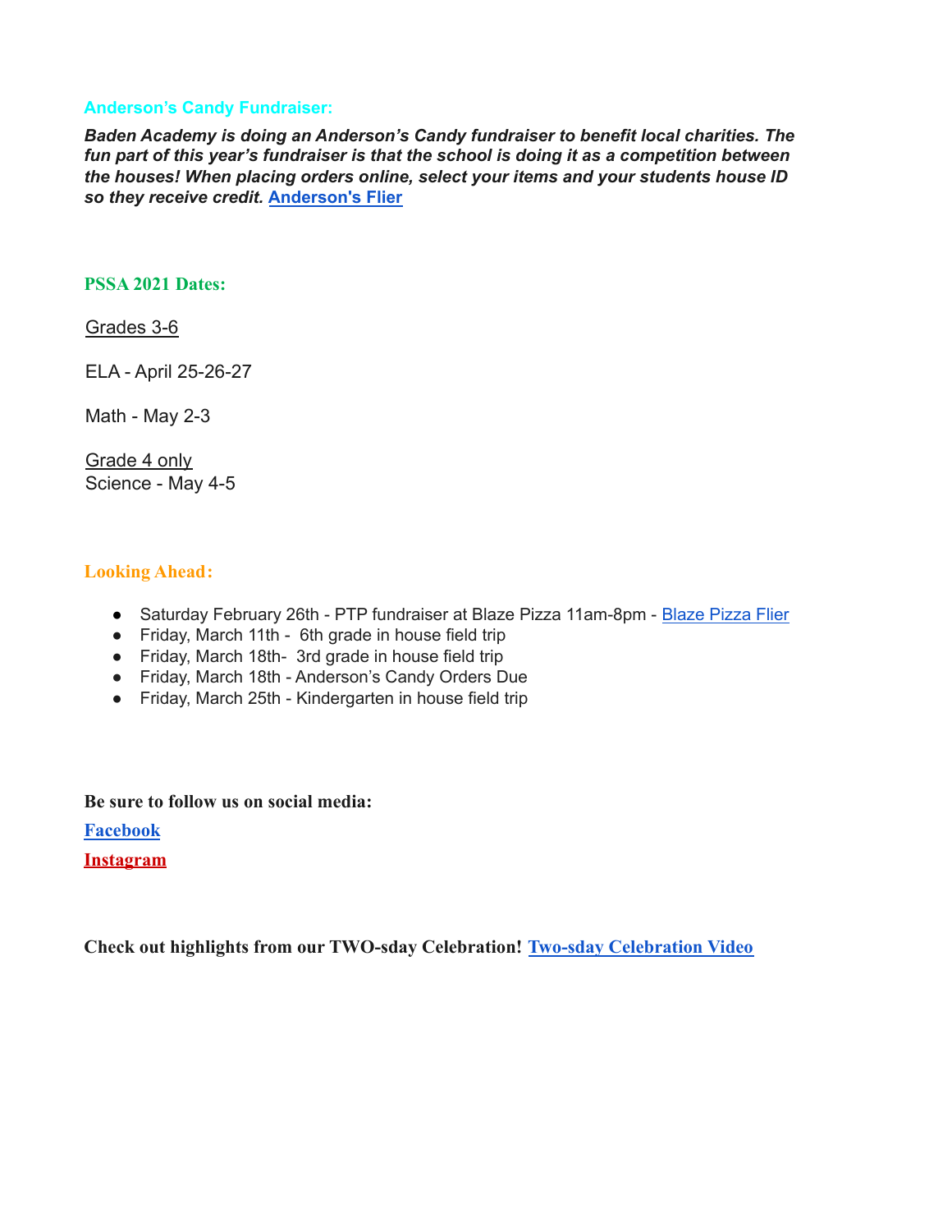## Anderson's Candy Fundraiser:

***Baden Academy is doing an Anderson's Candy fundraiser to benefit local charities. The fun part of this year's fundraiser is that the school is doing it as a competition between the houses! When placing orders online, select your items and your students house ID so they receive credit.* [Anderson's Flier]**

## PSSA 2021 Dates:

Grades 3-6

ELA - April 25-26-27

Math - May 2-3

Grade 4 only
Science - May 4-5

## Looking Ahead:

- Saturday February 26th - PTP fundraiser at Blaze Pizza 11am-8pm - [Blaze Pizza Flier]
- Friday, March 11th - 6th grade in house field trip
- Friday, March 18th- 3rd grade in house field trip
- Friday, March 18th - Anderson's Candy Orders Due
- Friday, March 25th - Kindergarten in house field trip

**Be sure to follow us on social media:**

**Facebook**

**Instagram**

**Check out highlights from our TWO-sday Celebration! Two-sday Celebration Video**